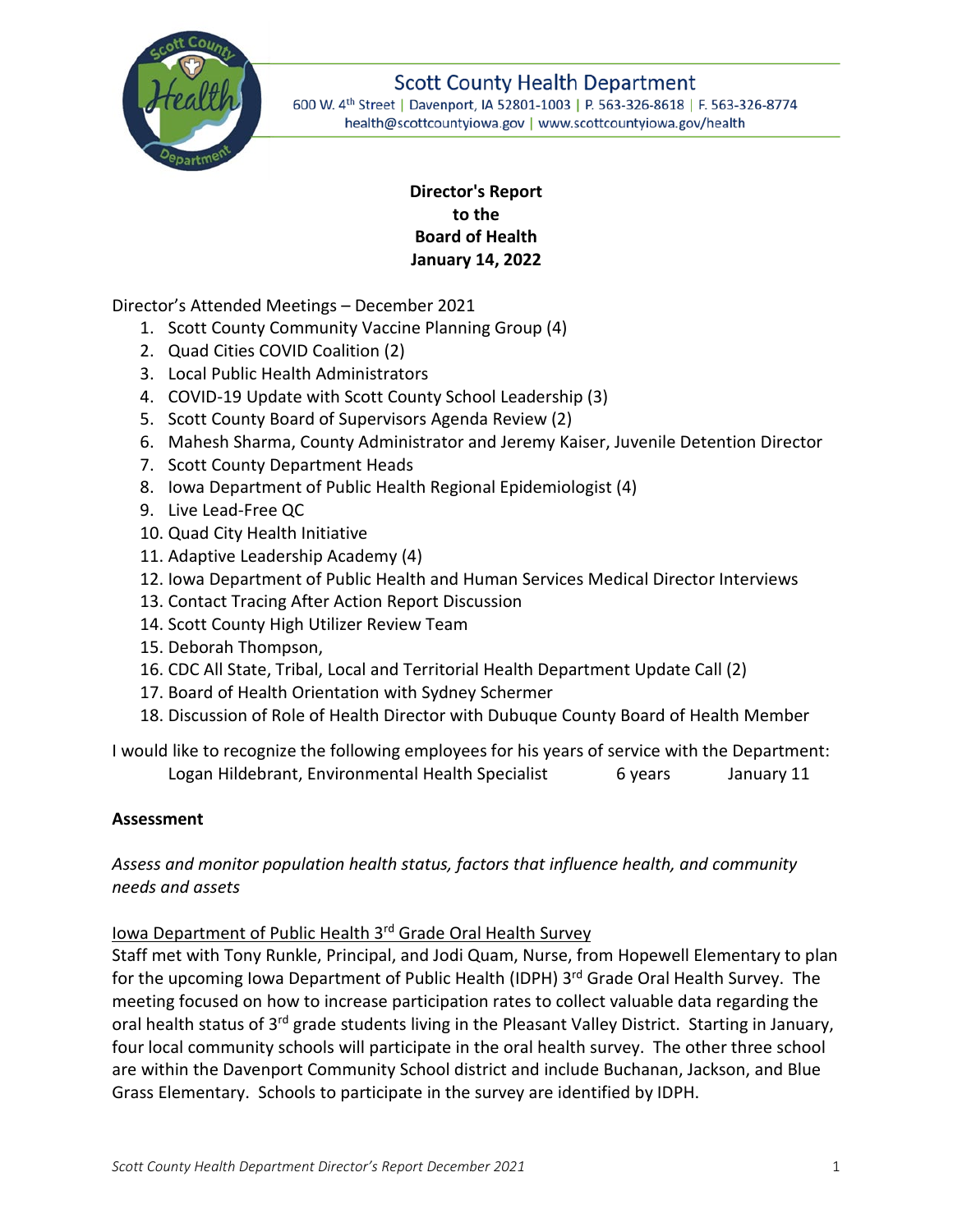Scott County Health Department

600 W. 4th Street | Davenport, IA 52801-1003 | P. 563-326-8618 | F. 563-326-8774

health@scottcountyiowa.gov | www.scottcountyiowa.gov/health

**Director's Report**
**to the**
**Board of Health**
**January 14, 2022**

Director's Attended Meetings – December 2021

1. Scott County Community Vaccine Planning Group (4)
2. Quad Cities COVID Coalition (2)
3. Local Public Health Administrators
4. COVID-19 Update with Scott County School Leadership (3)
5. Scott County Board of Supervisors Agenda Review (2)
6. Mahesh Sharma, County Administrator and Jeremy Kaiser, Juvenile Detention Director
7. Scott County Department Heads
8. Iowa Department of Public Health Regional Epidemiologist (4)
9. Live Lead-Free QC
10. Quad City Health Initiative
11. Adaptive Leadership Academy (4)
12. Iowa Department of Public Health and Human Services Medical Director Interviews
13. Contact Tracing After Action Report Discussion
14. Scott County High Utilizer Review Team
15. Deborah Thompson,
16. CDC All State, Tribal, Local and Territorial Health Department Update Call (2)
17. Board of Health Orientation with Sydney Schermer
18. Discussion of Role of Health Director with Dubuque County Board of Health Member

I would like to recognize the following employees for his years of service with the Department:

| | | |
|---|---|---|
| Logan Hildebrant, Environmental Health Specialist | 6 years | January 11 |

**Assessment**

*Assess and monitor population health status, factors that influence health, and community needs and assets*

Iowa Department of Public Health 3rd Grade Oral Health Survey

Staff met with Tony Runkle, Principal, and Jodi Quam, Nurse, from Hopewell Elementary to plan for the upcoming Iowa Department of Public Health (IDPH) 3rd Grade Oral Health Survey. The meeting focused on how to increase participation rates to collect valuable data regarding the oral health status of 3rd grade students living in the Pleasant Valley District. Starting in January, four local community schools will participate in the oral health survey. The other three school are within the Davenport Community School district and include Buchanan, Jackson, and Blue Grass Elementary. Schools to participate in the survey are identified by IDPH.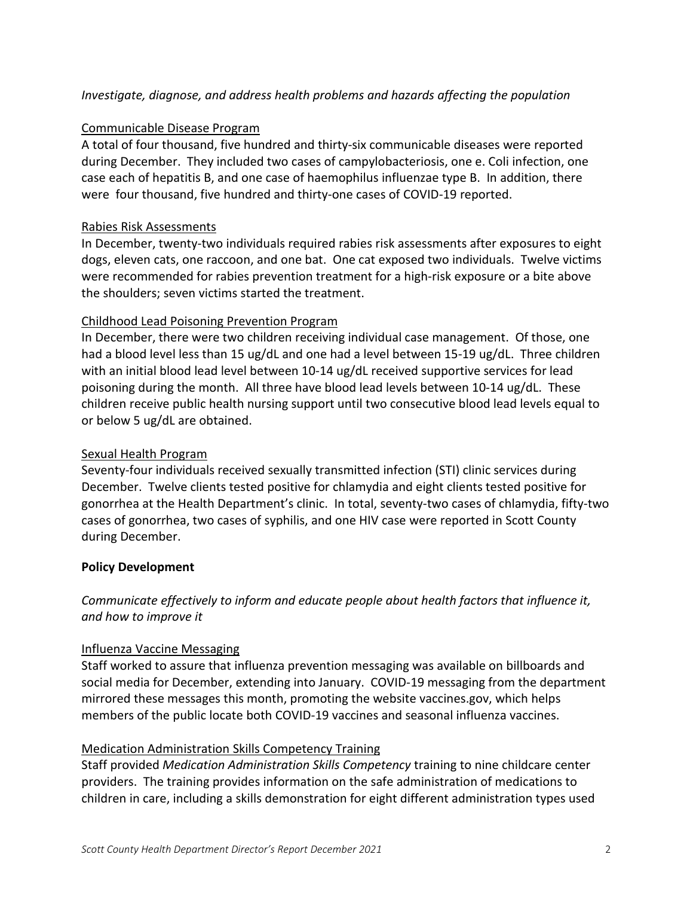*Investigate, diagnose, and address health problems and hazards affecting the population*

Communicable Disease Program

A total of four thousand, five hundred and thirty-six communicable diseases were reported during December. They included two cases of campylobacteriosis, one e. Coli infection, one case each of hepatitis B, and one case of haemophilus influenzae type B. In addition, there were four thousand, five hundred and thirty-one cases of COVID-19 reported.

Rabies Risk Assessments

In December, twenty-two individuals required rabies risk assessments after exposures to eight dogs, eleven cats, one raccoon, and one bat. One cat exposed two individuals. Twelve victims were recommended for rabies prevention treatment for a high-risk exposure or a bite above the shoulders; seven victims started the treatment.

Childhood Lead Poisoning Prevention Program

In December, there were two children receiving individual case management. Of those, one had a blood level less than 15 ug/dL and one had a level between 15-19 ug/dL. Three children with an initial blood lead level between 10-14 ug/dL received supportive services for lead poisoning during the month. All three have blood lead levels between 10-14 ug/dL. These children receive public health nursing support until two consecutive blood lead levels equal to or below 5 ug/dL are obtained.

Sexual Health Program

Seventy-four individuals received sexually transmitted infection (STI) clinic services during December. Twelve clients tested positive for chlamydia and eight clients tested positive for gonorrhea at the Health Department's clinic. In total, seventy-two cases of chlamydia, fifty-two cases of gonorrhea, two cases of syphilis, and one HIV case were reported in Scott County during December.

**Policy Development**

*Communicate effectively to inform and educate people about health factors that influence it, and how to improve it*

Influenza Vaccine Messaging

Staff worked to assure that influenza prevention messaging was available on billboards and social media for December, extending into January. COVID-19 messaging from the department mirrored these messages this month, promoting the website vaccines.gov, which helps members of the public locate both COVID-19 vaccines and seasonal influenza vaccines.

Medication Administration Skills Competency Training

Staff provided *Medication Administration Skills Competency* training to nine childcare center providers. The training provides information on the safe administration of medications to children in care, including a skills demonstration for eight different administration types used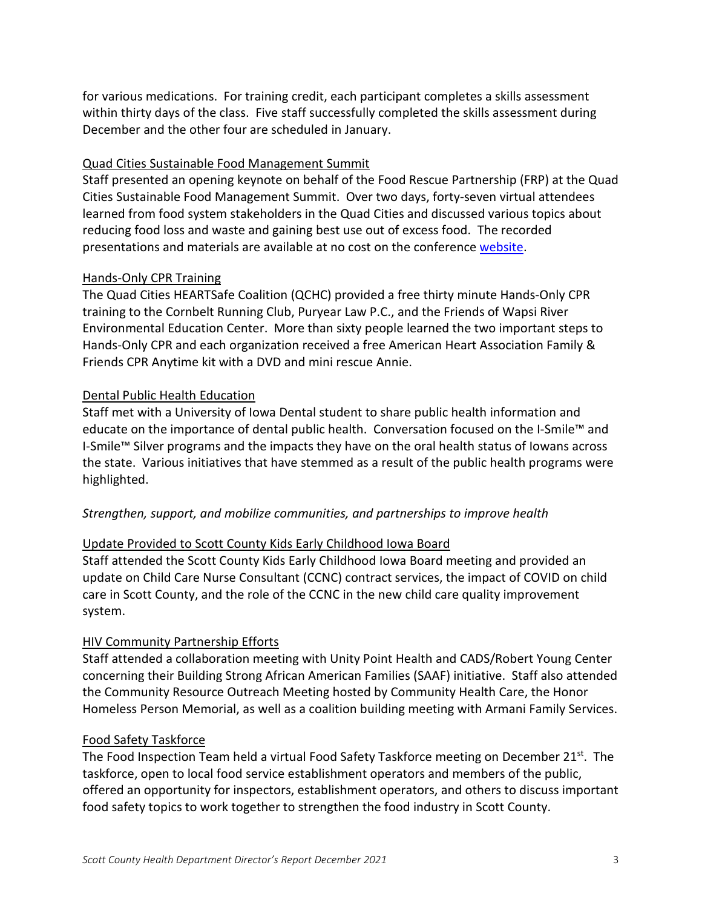for various medications. For training credit, each participant completes a skills assessment within thirty days of the class. Five staff successfully completed the skills assessment during December and the other four are scheduled in January.

Quad Cities Sustainable Food Management Summit

Staff presented an opening keynote on behalf of the Food Rescue Partnership (FRP) at the Quad Cities Sustainable Food Management Summit. Over two days, forty-seven virtual attendees learned from food system stakeholders in the Quad Cities and discussed various topics about reducing food loss and waste and gaining best use out of excess food. The recorded presentations and materials are available at no cost on the conference website.

Hands-Only CPR Training

The Quad Cities HEARTSafe Coalition (QCHC) provided a free thirty minute Hands-Only CPR training to the Cornbelt Running Club, Puryear Law P.C., and the Friends of Wapsi River Environmental Education Center. More than sixty people learned the two important steps to Hands-Only CPR and each organization received a free American Heart Association Family & Friends CPR Anytime kit with a DVD and mini rescue Annie.

Dental Public Health Education

Staff met with a University of Iowa Dental student to share public health information and educate on the importance of dental public health. Conversation focused on the I-Smile™ and I-Smile™ Silver programs and the impacts they have on the oral health status of Iowans across the state. Various initiatives that have stemmed as a result of the public health programs were highlighted.

*Strengthen, support, and mobilize communities, and partnerships to improve health*

Update Provided to Scott County Kids Early Childhood Iowa Board

Staff attended the Scott County Kids Early Childhood Iowa Board meeting and provided an update on Child Care Nurse Consultant (CCNC) contract services, the impact of COVID on child care in Scott County, and the role of the CCNC in the new child care quality improvement system.

HIV Community Partnership Efforts

Staff attended a collaboration meeting with Unity Point Health and CADS/Robert Young Center concerning their Building Strong African American Families (SAAF) initiative. Staff also attended the Community Resource Outreach Meeting hosted by Community Health Care, the Honor Homeless Person Memorial, as well as a coalition building meeting with Armani Family Services.

Food Safety Taskforce

The Food Inspection Team held a virtual Food Safety Taskforce meeting on December 21st. The taskforce, open to local food service establishment operators and members of the public, offered an opportunity for inspectors, establishment operators, and others to discuss important food safety topics to work together to strengthen the food industry in Scott County.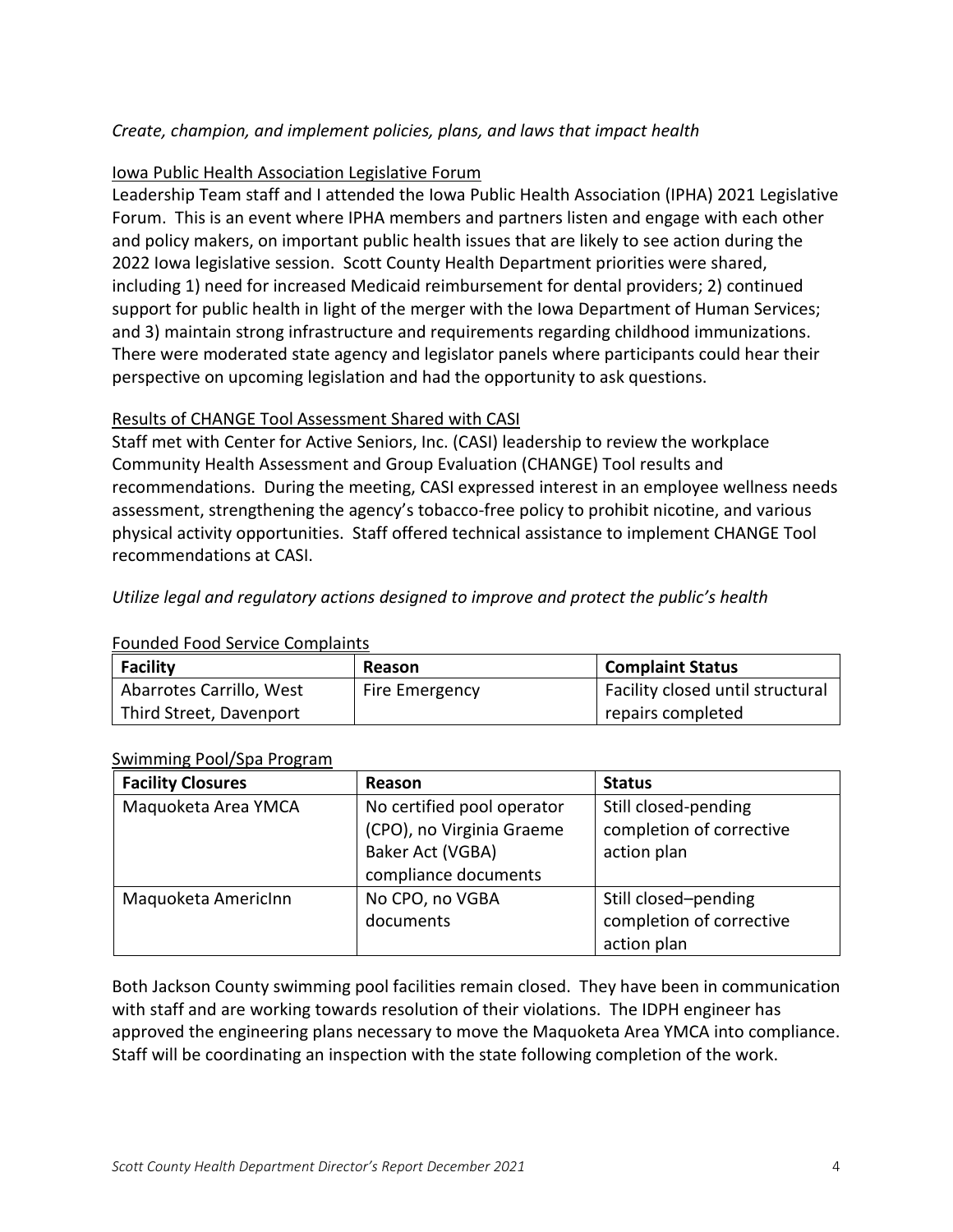*Create, champion, and implement policies, plans, and laws that impact health*

Iowa Public Health Association Legislative Forum

Leadership Team staff and I attended the Iowa Public Health Association (IPHA) 2021 Legislative Forum. This is an event where IPHA members and partners listen and engage with each other and policy makers, on important public health issues that are likely to see action during the 2022 Iowa legislative session. Scott County Health Department priorities were shared, including 1) need for increased Medicaid reimbursement for dental providers; 2) continued support for public health in light of the merger with the Iowa Department of Human Services; and 3) maintain strong infrastructure and requirements regarding childhood immunizations. There were moderated state agency and legislator panels where participants could hear their perspective on upcoming legislation and had the opportunity to ask questions.

Results of CHANGE Tool Assessment Shared with CASI

Staff met with Center for Active Seniors, Inc. (CASI) leadership to review the workplace Community Health Assessment and Group Evaluation (CHANGE) Tool results and recommendations. During the meeting, CASI expressed interest in an employee wellness needs assessment, strengthening the agency's tobacco-free policy to prohibit nicotine, and various physical activity opportunities. Staff offered technical assistance to implement CHANGE Tool recommendations at CASI.

*Utilize legal and regulatory actions designed to improve and protect the public's health*

Founded Food Service Complaints

| Facility | Reason | Complaint Status |
|---|---|---|
| Abarrotes Carrillo, West Third Street, Davenport | Fire Emergency | Facility closed until structural repairs completed |

Swimming Pool/Spa Program

| Facility Closures | Reason | Status |
|---|---|---|
| Maquoketa Area YMCA | No certified pool operator (CPO), no Virginia Graeme Baker Act (VGBA) compliance documents | Still closed-pending completion of corrective action plan |
| Maquoketa AmericInn | No CPO, no VGBA documents | Still closed–pending completion of corrective action plan |

Both Jackson County swimming pool facilities remain closed. They have been in communication with staff and are working towards resolution of their violations. The IDPH engineer has approved the engineering plans necessary to move the Maquoketa Area YMCA into compliance. Staff will be coordinating an inspection with the state following completion of the work.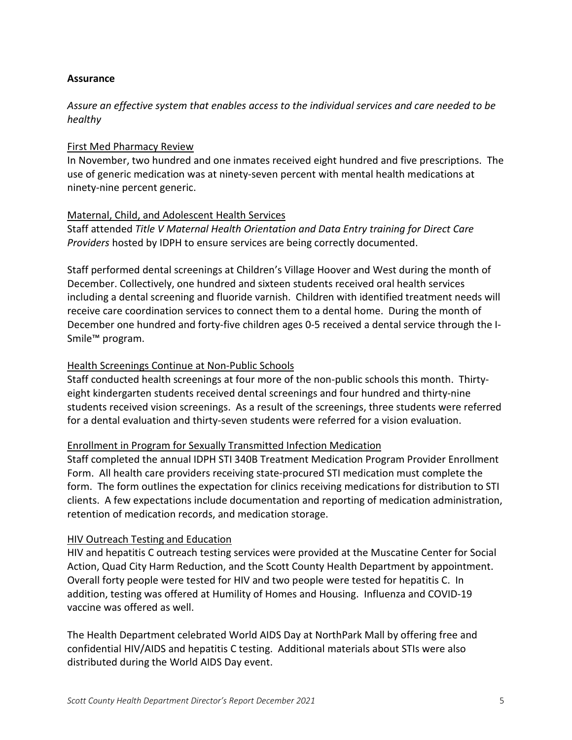**Assurance**

*Assure an effective system that enables access to the individual services and care needed to be healthy*

First Med Pharmacy Review

In November, two hundred and one inmates received eight hundred and five prescriptions. The use of generic medication was at ninety-seven percent with mental health medications at ninety-nine percent generic.

Maternal, Child, and Adolescent Health Services

Staff attended *Title V Maternal Health Orientation and Data Entry training for Direct Care Providers* hosted by IDPH to ensure services are being correctly documented.

Staff performed dental screenings at Children's Village Hoover and West during the month of December. Collectively, one hundred and sixteen students received oral health services including a dental screening and fluoride varnish. Children with identified treatment needs will receive care coordination services to connect them to a dental home. During the month of December one hundred and forty-five children ages 0-5 received a dental service through the I-Smile™ program.

Health Screenings Continue at Non-Public Schools

Staff conducted health screenings at four more of the non-public schools this month. Thirty-eight kindergarten students received dental screenings and four hundred and thirty-nine students received vision screenings. As a result of the screenings, three students were referred for a dental evaluation and thirty-seven students were referred for a vision evaluation.

Enrollment in Program for Sexually Transmitted Infection Medication

Staff completed the annual IDPH STI 340B Treatment Medication Program Provider Enrollment Form. All health care providers receiving state-procured STI medication must complete the form. The form outlines the expectation for clinics receiving medications for distribution to STI clients. A few expectations include documentation and reporting of medication administration, retention of medication records, and medication storage.

HIV Outreach Testing and Education

HIV and hepatitis C outreach testing services were provided at the Muscatine Center for Social Action, Quad City Harm Reduction, and the Scott County Health Department by appointment. Overall forty people were tested for HIV and two people were tested for hepatitis C. In addition, testing was offered at Humility of Homes and Housing. Influenza and COVID-19 vaccine was offered as well.

The Health Department celebrated World AIDS Day at NorthPark Mall by offering free and confidential HIV/AIDS and hepatitis C testing. Additional materials about STIs were also distributed during the World AIDS Day event.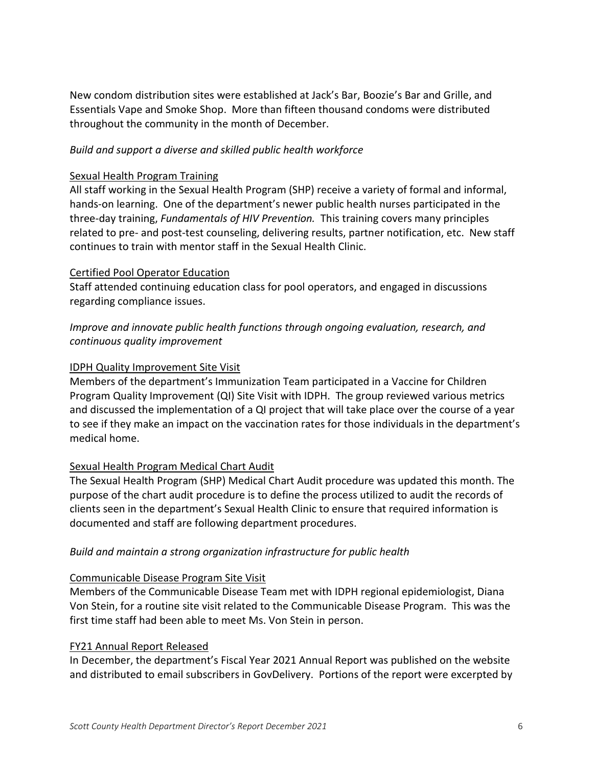New condom distribution sites were established at Jack's Bar, Boozie's Bar and Grille, and Essentials Vape and Smoke Shop. More than fifteen thousand condoms were distributed throughout the community in the month of December.

*Build and support a diverse and skilled public health workforce*

<u>Sexual Health Program Training</u>

All staff working in the Sexual Health Program (SHP) receive a variety of formal and informal, hands-on learning. One of the department's newer public health nurses participated in the three-day training, *Fundamentals of HIV Prevention.* This training covers many principles related to pre- and post-test counseling, delivering results, partner notification, etc. New staff continues to train with mentor staff in the Sexual Health Clinic.

<u>Certified Pool Operator Education</u>

Staff attended continuing education class for pool operators, and engaged in discussions regarding compliance issues.

*Improve and innovate public health functions through ongoing evaluation, research, and continuous quality improvement*

<u>IDPH Quality Improvement Site Visit</u>

Members of the department's Immunization Team participated in a Vaccine for Children Program Quality Improvement (QI) Site Visit with IDPH. The group reviewed various metrics and discussed the implementation of a QI project that will take place over the course of a year to see if they make an impact on the vaccination rates for those individuals in the department's medical home.

<u>Sexual Health Program Medical Chart Audit</u>

The Sexual Health Program (SHP) Medical Chart Audit procedure was updated this month. The purpose of the chart audit procedure is to define the process utilized to audit the records of clients seen in the department's Sexual Health Clinic to ensure that required information is documented and staff are following department procedures.

*Build and maintain a strong organization infrastructure for public health*

<u>Communicable Disease Program Site Visit</u>

Members of the Communicable Disease Team met with IDPH regional epidemiologist, Diana Von Stein, for a routine site visit related to the Communicable Disease Program. This was the first time staff had been able to meet Ms. Von Stein in person.

<u>FY21 Annual Report Released</u>

In December, the department's Fiscal Year 2021 Annual Report was published on the website and distributed to email subscribers in GovDelivery. Portions of the report were excerpted by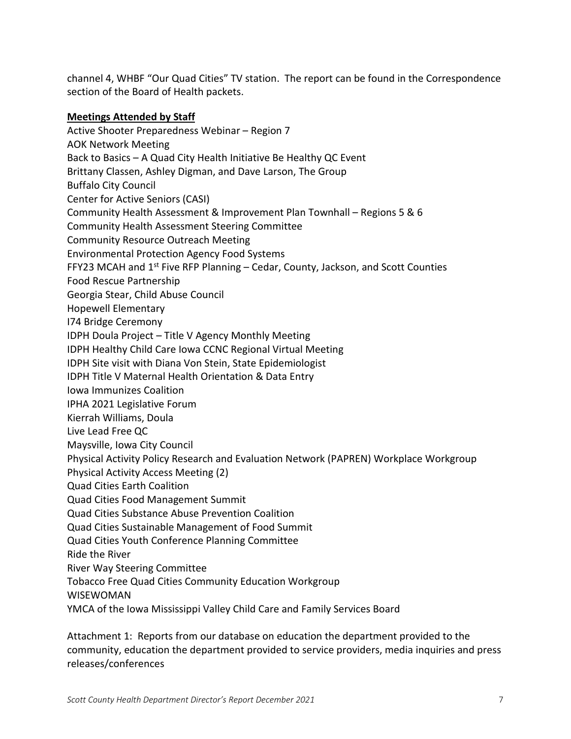channel 4, WHBF "Our Quad Cities" TV station. The report can be found in the Correspondence section of the Board of Health packets.

**Meetings Attended by Staff**

Active Shooter Preparedness Webinar – Region 7
AOK Network Meeting
Back to Basics – A Quad City Health Initiative Be Healthy QC Event
Brittany Classen, Ashley Digman, and Dave Larson, The Group
Buffalo City Council
Center for Active Seniors (CASI)
Community Health Assessment & Improvement Plan Townhall – Regions 5 & 6
Community Health Assessment Steering Committee
Community Resource Outreach Meeting
Environmental Protection Agency Food Systems
FFY23 MCAH and 1st Five RFP Planning – Cedar, County, Jackson, and Scott Counties
Food Rescue Partnership
Georgia Stear, Child Abuse Council
Hopewell Elementary
I74 Bridge Ceremony
IDPH Doula Project – Title V Agency Monthly Meeting
IDPH Healthy Child Care Iowa CCNC Regional Virtual Meeting
IDPH Site visit with Diana Von Stein, State Epidemiologist
IDPH Title V Maternal Health Orientation & Data Entry
Iowa Immunizes Coalition
IPHA 2021 Legislative Forum
Kierrah Williams, Doula
Live Lead Free QC
Maysville, Iowa City Council
Physical Activity Policy Research and Evaluation Network (PAPREN) Workplace Workgroup
Physical Activity Access Meeting (2)
Quad Cities Earth Coalition
Quad Cities Food Management Summit
Quad Cities Substance Abuse Prevention Coalition
Quad Cities Sustainable Management of Food Summit
Quad Cities Youth Conference Planning Committee
Ride the River
River Way Steering Committee
Tobacco Free Quad Cities Community Education Workgroup
WISEWOMAN
YMCA of the Iowa Mississippi Valley Child Care and Family Services Board

Attachment 1: Reports from our database on education the department provided to the community, education the department provided to service providers, media inquiries and press releases/conferences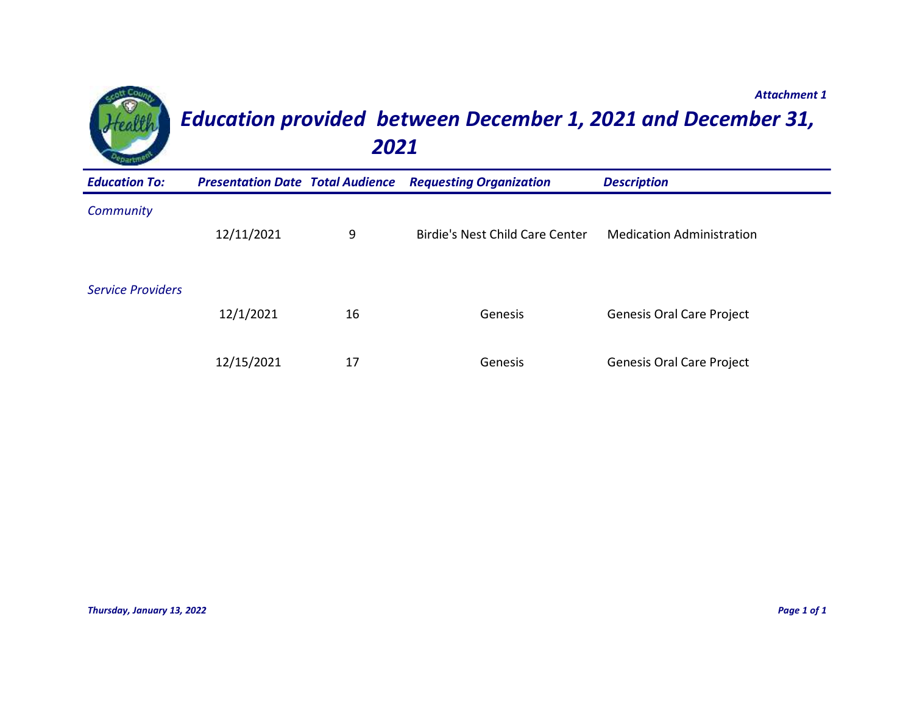*Attachment 1*

# *Education provided between December 1, 2021 and December 31, 2021*

| *Education To:* | *Presentation Date* | *Total Audience* | *Requesting Organization* | *Description* |
|---|---|---|---|---|
| *Community* | | | | |
| | 12/11/2021 | 9 | Birdie's Nest Child Care Center | Medication Administration |
| *Service Providers* | | | | |
| | 12/1/2021 | 16 | Genesis | Genesis Oral Care Project |
| | 12/15/2021 | 17 | Genesis | Genesis Oral Care Project |

*Thursday, January 13, 2022*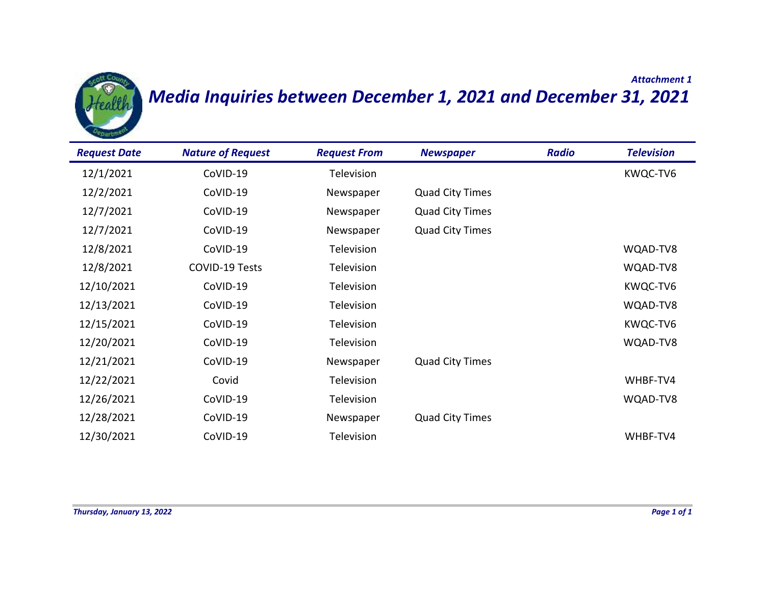*Attachment 1*

# *Media Inquiries between December 1, 2021 and December 31, 2021*

| *Request Date* | *Nature of Request* | *Request From* | *Newspaper* | *Radio* | *Television* |
|---|---|---|---|---|---|
| 12/1/2021 | CoVID-19 | Television | | | KWQC-TV6 |
| 12/2/2021 | CoVID-19 | Newspaper | Quad City Times | | |
| 12/7/2021 | CoVID-19 | Newspaper | Quad City Times | | |
| 12/7/2021 | CoVID-19 | Newspaper | Quad City Times | | |
| 12/8/2021 | CoVID-19 | Television | | | WQAD-TV8 |
| 12/8/2021 | COVID-19 Tests | Television | | | WQAD-TV8 |
| 12/10/2021 | CoVID-19 | Television | | | KWQC-TV6 |
| 12/13/2021 | CoVID-19 | Television | | | WQAD-TV8 |
| 12/15/2021 | CoVID-19 | Television | | | KWQC-TV6 |
| 12/20/2021 | CoVID-19 | Television | | | WQAD-TV8 |
| 12/21/2021 | CoVID-19 | Newspaper | Quad City Times | | |
| 12/22/2021 | Covid | Television | | | WHBF-TV4 |
| 12/26/2021 | CoVID-19 | Television | | | WQAD-TV8 |
| 12/28/2021 | CoVID-19 | Newspaper | Quad City Times | | |
| 12/30/2021 | CoVID-19 | Television | | | WHBF-TV4 |

*Thursday, January 13, 2022*